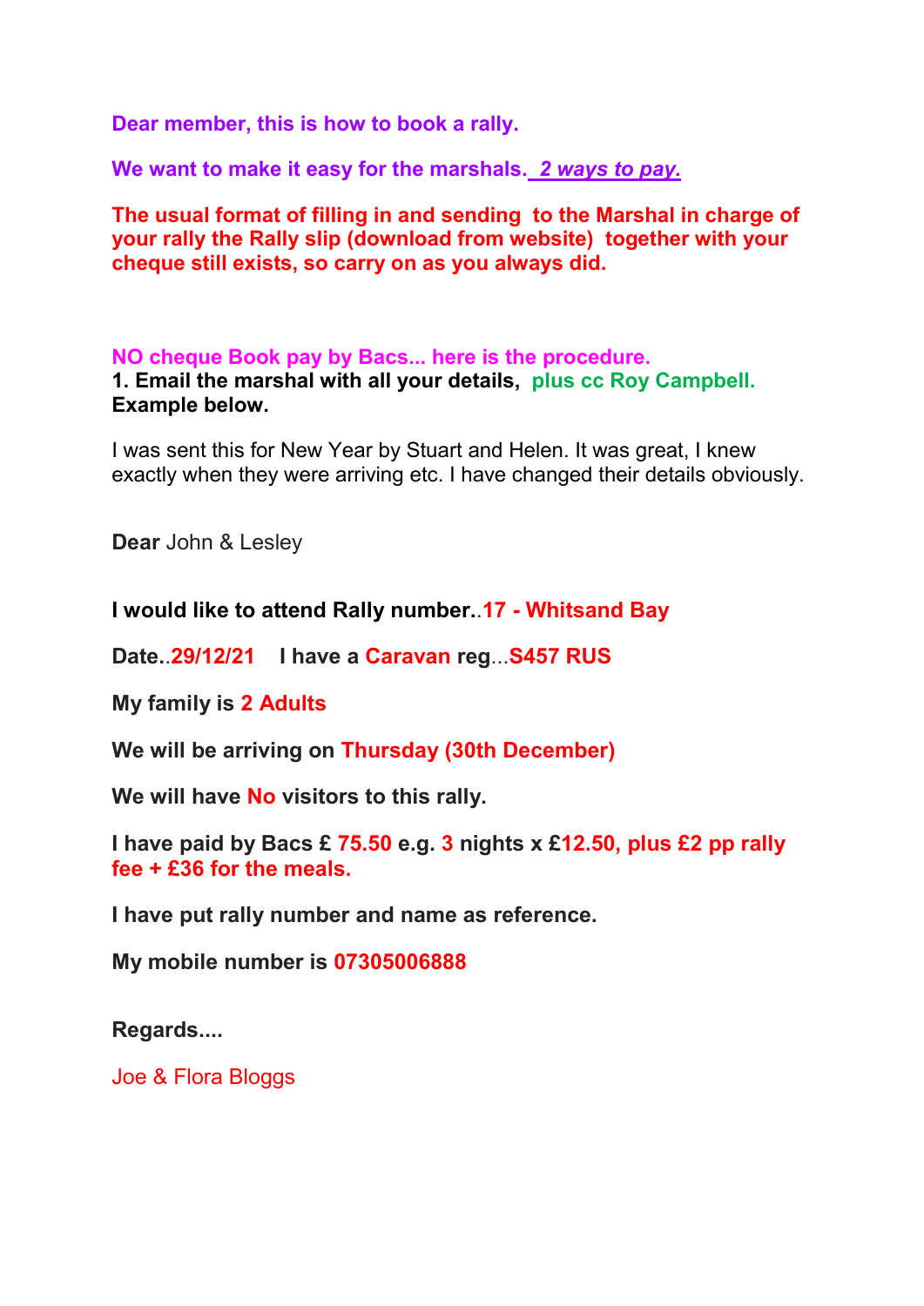**Dear member, this is how to book a rally.**

**We want to make it easy for the marshals. *2 ways to pay.***

**The usual format of filling in and sending to the Marshal in charge of your rally the Rally slip (download from website) together with your cheque still exists, so carry on as you always did.**

**NO cheque Book pay by Bacs... here is the procedure.**

**1. Email the marshal with all your details, plus cc Roy Campbell. Example below.**

I was sent this for New Year by Stuart and Helen. It was great, I knew exactly when they were arriving etc. I have changed their details obviously.

**Dear** John & Lesley

**I would like to attend Rally number..17 - Whitsand Bay**

**Date..29/12/21 I have a Caravan reg...S457 RUS**

**My family is 2 Adults**

**We will be arriving on Thursday (30th December)**

**We will have No visitors to this rally.**

**I have paid by Bacs £ 75.50 e.g. 3 nights x £12.50, plus £2 pp rally fee + £36 for the meals.**

**I have put rally number and name as reference.**

**My mobile number is 07305006888**

**Regards....**

Joe & Flora Bloggs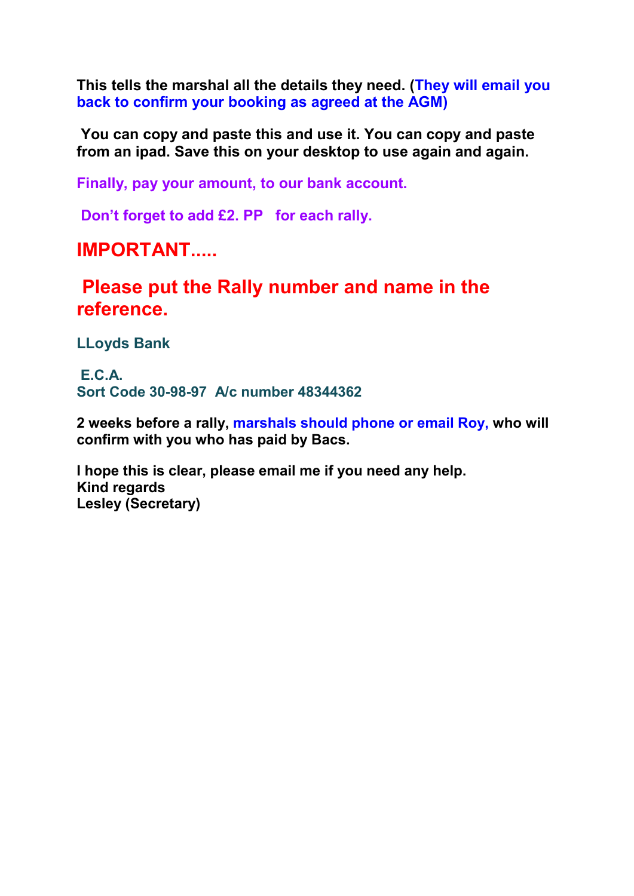**This tells the marshal all the details they need. (They will email you back to confirm your booking as agreed at the AGM)**

**You can copy and paste this and use it. You can copy and paste from an ipad. Save this on your desktop to use again and again.**

**Finally, pay your amount, to our bank account.**

**Don't forget to add £2. PP for each rally.**

## IMPORTANT.....

## Please put the Rally number and name in the reference.

**LLoyds Bank**

**E.C.A.**
**Sort Code 30-98-97 A/c number 48344362**

**2 weeks before a rally, marshals should phone or email Roy, who will confirm with you who has paid by Bacs.**

**I hope this is clear, please email me if you need any help.**
**Kind regards**
**Lesley (Secretary)**